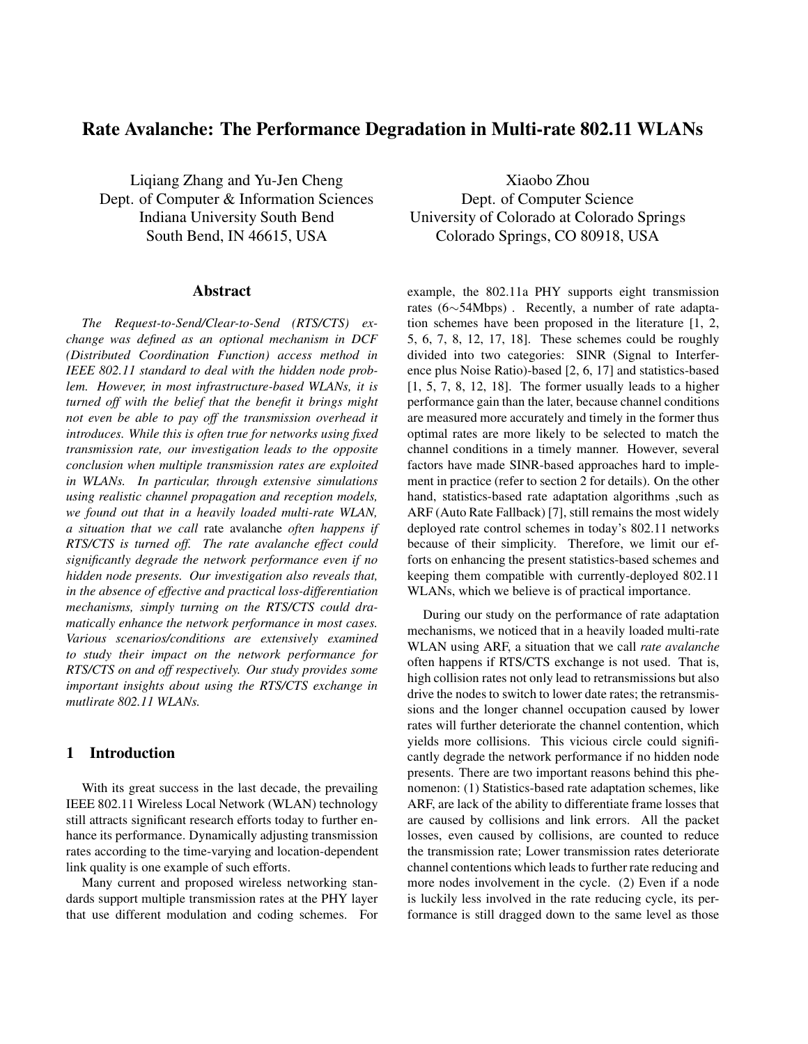# Rate Avalanche: The Performance Degradation in Multi-rate 802.11 WLANs

Liqiang Zhang and Yu-Jen Cheng
Dept. of Computer & Information Sciences
Indiana University South Bend
South Bend, IN 46615, USA

Xiaobo Zhou
Dept. of Computer Science
University of Colorado at Colorado Springs
Colorado Springs, CO 80918, USA

## Abstract

*The Request-to-Send/Clear-to-Send (RTS/CTS) exchange was defined as an optional mechanism in DCF (Distributed Coordination Function) access method in IEEE 802.11 standard to deal with the hidden node problem. However, in most infrastructure-based WLANs, it is turned off with the belief that the benefit it brings might not even be able to pay off the transmission overhead it introduces. While this is often true for networks using fixed transmission rate, our investigation leads to the opposite conclusion when multiple transmission rates are exploited in WLANs. In particular, through extensive simulations using realistic channel propagation and reception models, we found out that in a heavily loaded multi-rate WLAN, a situation that we call* rate avalanche *often happens if RTS/CTS is turned off. The rate avalanche effect could significantly degrade the network performance even if no hidden node presents. Our investigation also reveals that, in the absence of effective and practical loss-differentiation mechanisms, simply turning on the RTS/CTS could dramatically enhance the network performance in most cases. Various scenarios/conditions are extensively examined to study their impact on the network performance for RTS/CTS on and off respectively. Our study provides some important insights about using the RTS/CTS exchange in mutlirate 802.11 WLANs.*

## 1 Introduction

With its great success in the last decade, the prevailing IEEE 802.11 Wireless Local Network (WLAN) technology still attracts significant research efforts today to further enhance its performance. Dynamically adjusting transmission rates according to the time-varying and location-dependent link quality is one example of such efforts.

Many current and proposed wireless networking standards support multiple transmission rates at the PHY layer that use different modulation and coding schemes. For example, the 802.11a PHY supports eight transmission rates (6∼54Mbps) . Recently, a number of rate adaptation schemes have been proposed in the literature [1, 2, 5, 6, 7, 8, 12, 17, 18]. These schemes could be roughly divided into two categories: SINR (Signal to Interference plus Noise Ratio)-based [2, 6, 17] and statistics-based [1, 5, 7, 8, 12, 18]. The former usually leads to a higher performance gain than the later, because channel conditions are measured more accurately and timely in the former thus optimal rates are more likely to be selected to match the channel conditions in a timely manner. However, several factors have made SINR-based approaches hard to implement in practice (refer to section 2 for details). On the other hand, statistics-based rate adaptation algorithms ,such as ARF (Auto Rate Fallback) [7], still remains the most widely deployed rate control schemes in today's 802.11 networks because of their simplicity. Therefore, we limit our efforts on enhancing the present statistics-based schemes and keeping them compatible with currently-deployed 802.11 WLANs, which we believe is of practical importance.

During our study on the performance of rate adaptation mechanisms, we noticed that in a heavily loaded multi-rate WLAN using ARF, a situation that we call *rate avalanche* often happens if RTS/CTS exchange is not used. That is, high collision rates not only lead to retransmissions but also drive the nodes to switch to lower date rates; the retransmissions and the longer channel occupation caused by lower rates will further deteriorate the channel contention, which yields more collisions. This vicious circle could significantly degrade the network performance if no hidden node presents. There are two important reasons behind this phenomenon: (1) Statistics-based rate adaptation schemes, like ARF, are lack of the ability to differentiate frame losses that are caused by collisions and link errors. All the packet losses, even caused by collisions, are counted to reduce the transmission rate; Lower transmission rates deteriorate channel contentions which leads to further rate reducing and more nodes involvement in the cycle. (2) Even if a node is luckily less involved in the rate reducing cycle, its performance is still dragged down to the same level as those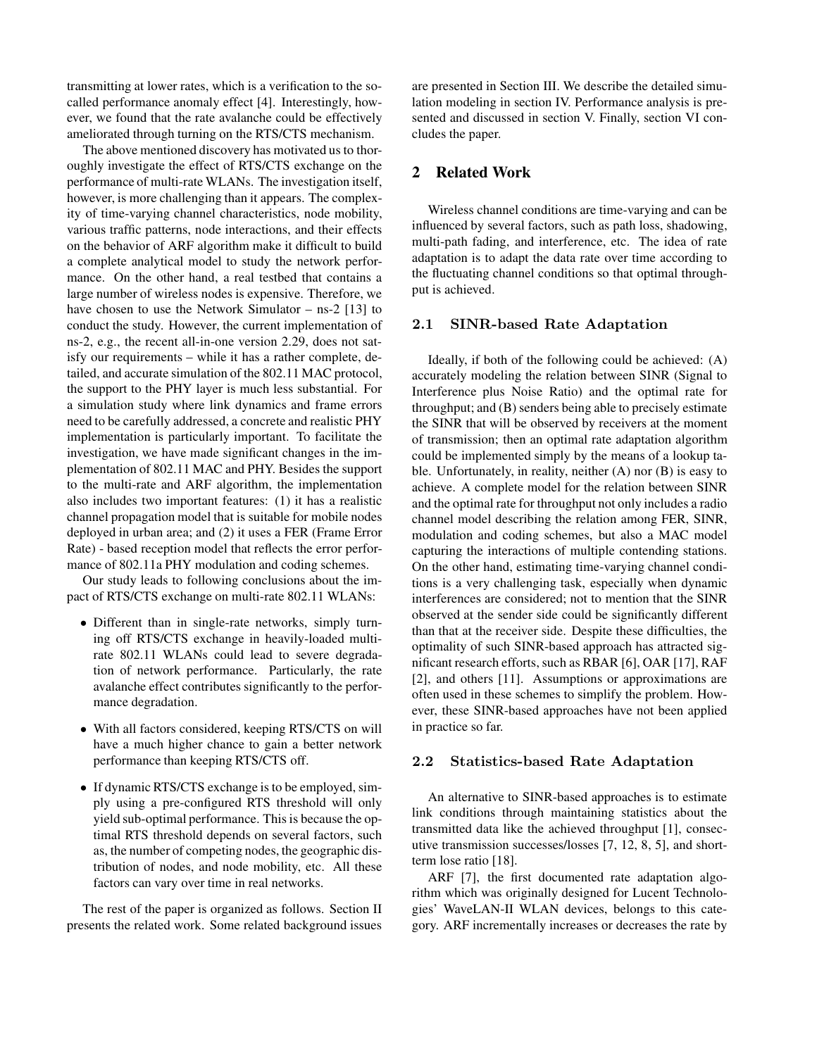transmitting at lower rates, which is a verification to the so-called performance anomaly effect [4]. Interestingly, however, we found that the rate avalanche could be effectively ameliorated through turning on the RTS/CTS mechanism.

The above mentioned discovery has motivated us to thoroughly investigate the effect of RTS/CTS exchange on the performance of multi-rate WLANs. The investigation itself, however, is more challenging than it appears. The complexity of time-varying channel characteristics, node mobility, various traffic patterns, node interactions, and their effects on the behavior of ARF algorithm make it difficult to build a complete analytical model to study the network performance. On the other hand, a real testbed that contains a large number of wireless nodes is expensive. Therefore, we have chosen to use the Network Simulator – ns-2 [13] to conduct the study. However, the current implementation of ns-2, e.g., the recent all-in-one version 2.29, does not satisfy our requirements – while it has a rather complete, detailed, and accurate simulation of the 802.11 MAC protocol, the support to the PHY layer is much less substantial. For a simulation study where link dynamics and frame errors need to be carefully addressed, a concrete and realistic PHY implementation is particularly important. To facilitate the investigation, we have made significant changes in the implementation of 802.11 MAC and PHY. Besides the support to the multi-rate and ARF algorithm, the implementation also includes two important features: (1) it has a realistic channel propagation model that is suitable for mobile nodes deployed in urban area; and (2) it uses a FER (Frame Error Rate) - based reception model that reflects the error performance of 802.11a PHY modulation and coding schemes.

Our study leads to following conclusions about the impact of RTS/CTS exchange on multi-rate 802.11 WLANs:

- Different than in single-rate networks, simply turning off RTS/CTS exchange in heavily-loaded multi-rate 802.11 WLANs could lead to severe degradation of network performance. Particularly, the rate avalanche effect contributes significantly to the performance degradation.
- With all factors considered, keeping RTS/CTS on will have a much higher chance to gain a better network performance than keeping RTS/CTS off.
- If dynamic RTS/CTS exchange is to be employed, simply using a pre-configured RTS threshold will only yield sub-optimal performance. This is because the optimal RTS threshold depends on several factors, such as, the number of competing nodes, the geographic distribution of nodes, and node mobility, etc. All these factors can vary over time in real networks.

The rest of the paper is organized as follows. Section II presents the related work. Some related background issues are presented in Section III. We describe the detailed simulation modeling in section IV. Performance analysis is presented and discussed in section V. Finally, section VI concludes the paper.

## 2 Related Work

Wireless channel conditions are time-varying and can be influenced by several factors, such as path loss, shadowing, multi-path fading, and interference, etc. The idea of rate adaptation is to adapt the data rate over time according to the fluctuating channel conditions so that optimal throughput is achieved.

### 2.1 SINR-based Rate Adaptation

Ideally, if both of the following could be achieved: (A) accurately modeling the relation between SINR (Signal to Interference plus Noise Ratio) and the optimal rate for throughput; and (B) senders being able to precisely estimate the SINR that will be observed by receivers at the moment of transmission; then an optimal rate adaptation algorithm could be implemented simply by the means of a lookup table. Unfortunately, in reality, neither (A) nor (B) is easy to achieve. A complete model for the relation between SINR and the optimal rate for throughput not only includes a radio channel model describing the relation among FER, SINR, modulation and coding schemes, but also a MAC model capturing the interactions of multiple contending stations. On the other hand, estimating time-varying channel conditions is a very challenging task, especially when dynamic interferences are considered; not to mention that the SINR observed at the sender side could be significantly different than that at the receiver side. Despite these difficulties, the optimality of such SINR-based approach has attracted significant research efforts, such as RBAR [6], OAR [17], RAF [2], and others [11]. Assumptions or approximations are often used in these schemes to simplify the problem. However, these SINR-based approaches have not been applied in practice so far.

### 2.2 Statistics-based Rate Adaptation

An alternative to SINR-based approaches is to estimate link conditions through maintaining statistics about the transmitted data like the achieved throughput [1], consecutive transmission successes/losses [7, 12, 8, 5], and short-term lose ratio [18].

ARF [7], the first documented rate adaptation algorithm which was originally designed for Lucent Technologies' WaveLAN-II WLAN devices, belongs to this category. ARF incrementally increases or decreases the rate by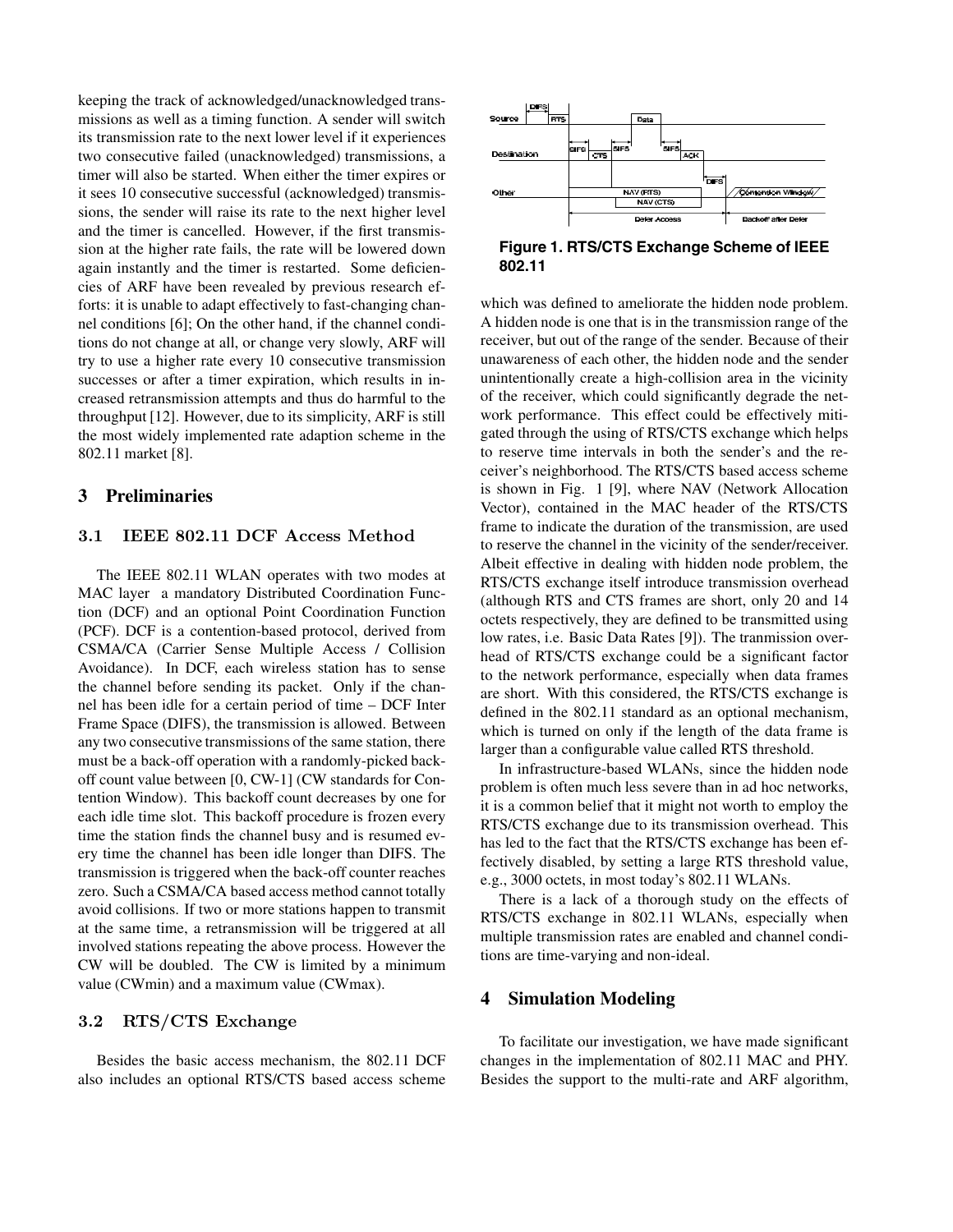keeping the track of acknowledged/unacknowledged transmissions as well as a timing function. A sender will switch its transmission rate to the next lower level if it experiences two consecutive failed (unacknowledged) transmissions, a timer will also be started. When either the timer expires or it sees 10 consecutive successful (acknowledged) transmissions, the sender will raise its rate to the next higher level and the timer is cancelled. However, if the first transmission at the higher rate fails, the rate will be lowered down again instantly and the timer is restarted. Some deficiencies of ARF have been revealed by previous research efforts: it is unable to adapt effectively to fast-changing channel conditions [6]; On the other hand, if the channel conditions do not change at all, or change very slowly, ARF will try to use a higher rate every 10 consecutive transmission successes or after a timer expiration, which results in increased retransmission attempts and thus do harmful to the throughput [12]. However, due to its simplicity, ARF is still the most widely implemented rate adaption scheme in the 802.11 market [8].

## 3 Preliminaries

### 3.1 IEEE 802.11 DCF Access Method

The IEEE 802.11 WLAN operates with two modes at MAC layer a mandatory Distributed Coordination Function (DCF) and an optional Point Coordination Function (PCF). DCF is a contention-based protocol, derived from CSMA/CA (Carrier Sense Multiple Access / Collision Avoidance). In DCF, each wireless station has to sense the channel before sending its packet. Only if the channel has been idle for a certain period of time – DCF Inter Frame Space (DIFS), the transmission is allowed. Between any two consecutive transmissions of the same station, there must be a back-off operation with a randomly-picked back-off count value between [0, CW-1] (CW standards for Contention Window). This backoff count decreases by one for each idle time slot. This backoff procedure is frozen every time the station finds the channel busy and is resumed every time the channel has been idle longer than DIFS. The transmission is triggered when the back-off counter reaches zero. Such a CSMA/CA based access method cannot totally avoid collisions. If two or more stations happen to transmit at the same time, a retransmission will be triggered at all involved stations repeating the above process. However the CW will be doubled. The CW is limited by a minimum value (CWmin) and a maximum value (CWmax).

### 3.2 RTS/CTS Exchange

Besides the basic access mechanism, the 802.11 DCF also includes an optional RTS/CTS based access scheme

**Figure 1. RTS/CTS Exchange Scheme of IEEE 802.11**

which was defined to ameliorate the hidden node problem. A hidden node is one that is in the transmission range of the receiver, but out of the range of the sender. Because of their unawareness of each other, the hidden node and the sender unintentionally create a high-collision area in the vicinity of the receiver, which could significantly degrade the network performance. This effect could be effectively mitigated through the using of RTS/CTS exchange which helps to reserve time intervals in both the sender's and the receiver's neighborhood. The RTS/CTS based access scheme is shown in Fig. 1 [9], where NAV (Network Allocation Vector), contained in the MAC header of the RTS/CTS frame to indicate the duration of the transmission, are used to reserve the channel in the vicinity of the sender/receiver. Albeit effective in dealing with hidden node problem, the RTS/CTS exchange itself introduce transmission overhead (although RTS and CTS frames are short, only 20 and 14 octets respectively, they are defined to be transmitted using low rates, i.e. Basic Data Rates [9]). The tranmission overhead of RTS/CTS exchange could be a significant factor to the network performance, especially when data frames are short. With this considered, the RTS/CTS exchange is defined in the 802.11 standard as an optional mechanism, which is turned on only if the length of the data frame is larger than a configurable value called RTS threshold.

In infrastructure-based WLANs, since the hidden node problem is often much less severe than in ad hoc networks, it is a common belief that it might not worth to employ the RTS/CTS exchange due to its transmission overhead. This has led to the fact that the RTS/CTS exchange has been effectively disabled, by setting a large RTS threshold value, e.g., 3000 octets, in most today's 802.11 WLANs.

There is a lack of a thorough study on the effects of RTS/CTS exchange in 802.11 WLANs, especially when multiple transmission rates are enabled and channel conditions are time-varying and non-ideal.

## 4 Simulation Modeling

To facilitate our investigation, we have made significant changes in the implementation of 802.11 MAC and PHY. Besides the support to the multi-rate and ARF algorithm,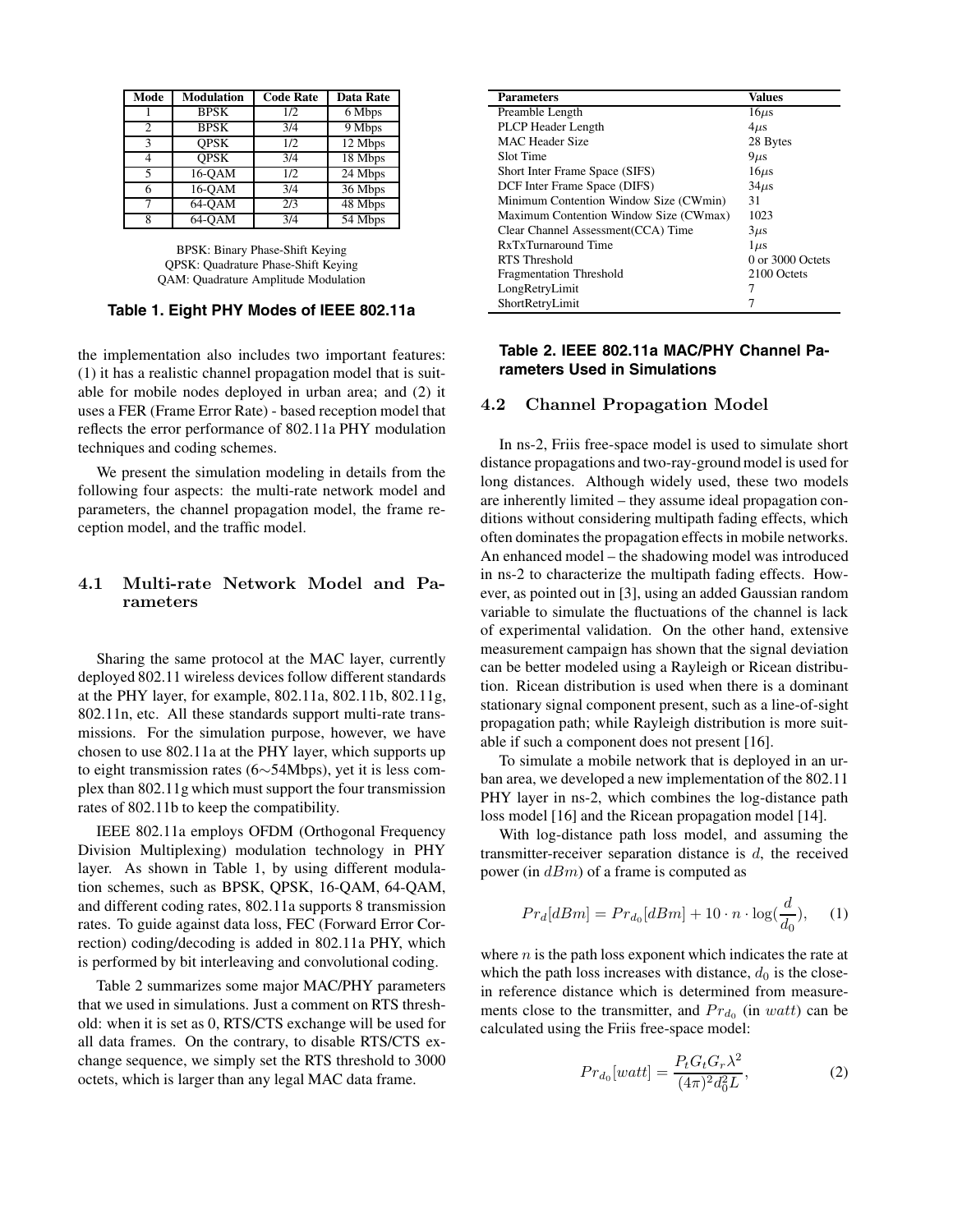| Mode | Modulation | Code Rate | Data Rate |
|---|---|---|---|
| 1 | BPSK | 1/2 | 6 Mbps |
| 2 | BPSK | 3/4 | 9 Mbps |
| 3 | QPSK | 1/2 | 12 Mbps |
| 4 | QPSK | 3/4 | 18 Mbps |
| 5 | 16-QAM | 1/2 | 24 Mbps |
| 6 | 16-QAM | 3/4 | 36 Mbps |
| 7 | 64-QAM | 2/3 | 48 Mbps |
| 8 | 64-QAM | 3/4 | 54 Mbps |

BPSK: Binary Phase-Shift Keying
QPSK: Quadrature Phase-Shift Keying
QAM: Quadrature Amplitude Modulation

**Table 1. Eight PHY Modes of IEEE 802.11a**

the implementation also includes two important features: (1) it has a realistic channel propagation model that is suitable for mobile nodes deployed in urban area; and (2) it uses a FER (Frame Error Rate) - based reception model that reflects the error performance of 802.11a PHY modulation techniques and coding schemes.

We present the simulation modeling in details from the following four aspects: the multi-rate network model and parameters, the channel propagation model, the frame reception model, and the traffic model.

### 4.1 Multi-rate Network Model and Parameters

Sharing the same protocol at the MAC layer, currently deployed 802.11 wireless devices follow different standards at the PHY layer, for example, 802.11a, 802.11b, 802.11g, 802.11n, etc. All these standards support multi-rate transmissions. For the simulation purpose, however, we have chosen to use 802.11a at the PHY layer, which supports up to eight transmission rates (6∼54Mbps), yet it is less complex than 802.11g which must support the four transmission rates of 802.11b to keep the compatibility.

IEEE 802.11a employs OFDM (Orthogonal Frequency Division Multiplexing) modulation technology in PHY layer. As shown in Table 1, by using different modulation schemes, such as BPSK, QPSK, 16-QAM, 64-QAM, and different coding rates, 802.11a supports 8 transmission rates. To guide against data loss, FEC (Forward Error Correction) coding/decoding is added in 802.11a PHY, which is performed by bit interleaving and convolutional coding.

Table 2 summarizes some major MAC/PHY parameters that we used in simulations. Just a comment on RTS threshold: when it is set as 0, RTS/CTS exchange will be used for all data frames. On the contrary, to disable RTS/CTS exchange sequence, we simply set the RTS threshold to 3000 octets, which is larger than any legal MAC data frame.

| Parameters | Values |
|---|---|
| Preamble Length | $16\mu s$ |
| PLCP Header Length | $4\mu s$ |
| MAC Header Size | 28 Bytes |
| Slot Time | $9\mu s$ |
| Short Inter Frame Space (SIFS) | $16\mu s$ |
| DCF Inter Frame Space (DIFS) | $34\mu s$ |
| Minimum Contention Window Size (CWmin) | 31 |
| Maximum Contention Window Size (CWmax) | 1023 |
| Clear Channel Assessment(CCA) Time | $3\mu s$ |
| RxTxTurnaround Time | $1\mu s$ |
| RTS Threshold | 0 or 3000 Octets |
| Fragmentation Threshold | 2100 Octets |
| LongRetryLimit | 7 |
| ShortRetryLimit | 7 |

**Table 2. IEEE 802.11a MAC/PHY Channel Parameters Used in Simulations**

### 4.2 Channel Propagation Model

In ns-2, Friis free-space model is used to simulate short distance propagations and two-ray-ground model is used for long distances. Although widely used, these two models are inherently limited – they assume ideal propagation conditions without considering multipath fading effects, which often dominates the propagation effects in mobile networks. An enhanced model – the shadowing model was introduced in ns-2 to characterize the multipath fading effects. However, as pointed out in [3], using an added Gaussian random variable to simulate the fluctuations of the channel is lack of experimental validation. On the other hand, extensive measurement campaign has shown that the signal deviation can be better modeled using a Rayleigh or Ricean distribution. Ricean distribution is used when there is a dominant stationary signal component present, such as a line-of-sight propagation path; while Rayleigh distribution is more suitable if such a component does not present [16].

To simulate a mobile network that is deployed in an urban area, we developed a new implementation of the 802.11 PHY layer in ns-2, which combines the log-distance path loss model [16] and the Ricean propagation model [14].

With log-distance path loss model, and assuming the transmitter-receiver separation distance is $d$, the received power (in $dBm$) of a frame is computed as

$$Pr_d[dBm] = Pr_{d_0}[dBm] + 10 \cdot n \cdot \log(\frac{d}{d_0}), \quad (1)$$

where $n$ is the path loss exponent which indicates the rate at which the path loss increases with distance, $d_0$ is the close-in reference distance which is determined from measurements close to the transmitter, and $Pr_{d_0}$ (in $watt$) can be calculated using the Friis free-space model:

$$Pr_{d_0}[watt] = \frac{P_t G_t G_r \lambda^2}{(4\pi)^2 d_0^2 L}, \quad (2)$$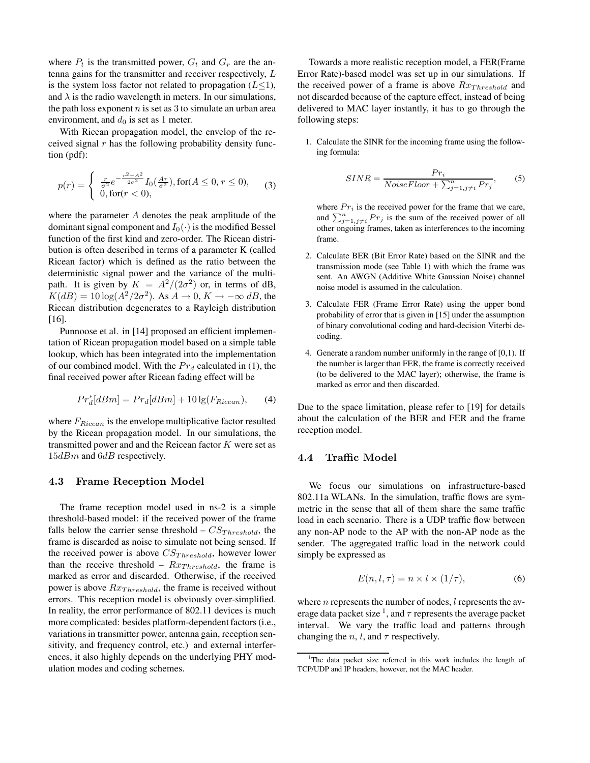where $P_t$ is the transmitted power, $G_t$ and $G_r$ are the antenna gains for the transmitter and receiver respectively, $L$ is the system loss factor not related to propagation ($L \leq 1$), and $\lambda$ is the radio wavelength in meters. In our simulations, the path loss exponent $n$ is set as 3 to simulate an urban area environment, and $d_0$ is set as 1 meter.

With Ricean propagation model, the envelop of the received signal $r$ has the following probability density function (pdf):

$$p(r) = \begin{cases} \frac{r}{\sigma^2} e^{-\frac{r^2+A^2}{2\sigma^2}} I_0(\frac{Ar}{\sigma^2}), \text{for}(A \leq 0, r \leq 0), \\ 0, \text{for}(r < 0), \end{cases} \tag{3}$$

where the parameter $A$ denotes the peak amplitude of the dominant signal component and $I_0(\cdot)$ is the modified Bessel function of the first kind and zero-order. The Ricean distribution is often described in terms of a parameter K (called Ricean factor) which is defined as the ratio between the deterministic signal power and the variance of the multipath. It is given by $K = A^2/(2\sigma^2)$ or, in terms of dB, $K(dB) = 10\log(A^2/2\sigma^2)$. As $A \to 0$, $K \to -\infty\ dB$, the Ricean distribution degenerates to a Rayleigh distribution [16].

Punnoose et al. in [14] proposed an efficient implementation of Ricean propagation model based on a simple table lookup, which has been integrated into the implementation of our combined model. With the $Pr_d$ calculated in (1), the final received power after Ricean fading effect will be

$$Pr_d^*[dBm] = Pr_d[dBm] + 10\lg(F_{Ricean}), \tag{4}$$

where $F_{Ricean}$ is the envelope multiplicative factor resulted by the Ricean propagation model. In our simulations, the transmitted power and and the Reicean factor $K$ were set as $15dBm$ and $6dB$ respectively.

### 4.3 Frame Reception Model

The frame reception model used in ns-2 is a simple threshold-based model: if the received power of the frame falls below the carrier sense threshold – $CS_{Threshold}$, the frame is discarded as noise to simulate not being sensed. If the received power is above $CS_{Threshold}$, however lower than the receive threshold – $Rx_{Threshold}$, the frame is marked as error and discarded. Otherwise, if the received power is above $Rx_{Threshold}$, the frame is received without errors. This reception model is obviously over-simplified. In reality, the error performance of 802.11 devices is much more complicated: besides platform-dependent factors (i.e., variations in transmitter power, antenna gain, reception sensitivity, and frequency control, etc.) and external interferences, it also highly depends on the underlying PHY modulation modes and coding schemes.

Towards a more realistic reception model, a FER(Frame Error Rate)-based model was set up in our simulations. If the received power of a frame is above $Rx_{Threshold}$ and not discarded because of the capture effect, instead of being delivered to MAC layer instantly, it has to go through the following steps:

1. Calculate the SINR for the incoming frame using the following formula:

$$SINR = \frac{Pr_i}{NoiseFloor + \sum_{j=1, j\neq i}^{n} Pr_j}, \tag{5}$$

where $Pr_i$ is the received power for the frame that we care, and $\sum_{j=1,j\neq i}^{n} Pr_j$ is the sum of the received power of all other ongoing frames, taken as interferences to the incoming frame.

2. Calculate BER (Bit Error Rate) based on the SINR and the transmission mode (see Table 1) with which the frame was sent. An AWGN (Additive White Gaussian Noise) channel noise model is assumed in the calculation.

3. Calculate FER (Frame Error Rate) using the upper bond probability of error that is given in [15] under the assumption of binary convolutional coding and hard-decision Viterbi decoding.

4. Generate a random number uniformly in the range of [0,1). If the number is larger than FER, the frame is correctly received (to be delivered to the MAC layer); otherwise, the frame is marked as error and then discarded.

Due to the space limitation, please refer to [19] for details about the calculation of the BER and FER and the frame reception model.

### 4.4 Traffic Model

We focus our simulations on infrastructure-based 802.11a WLANs. In the simulation, traffic flows are symmetric in the sense that all of them share the same traffic load in each scenario. There is a UDP traffic flow between any non-AP node to the AP with the non-AP node as the sender. The aggregated traffic load in the network could simply be expressed as

$$E(n, l, \tau) = n \times l \times (1/\tau), \tag{6}$$

where $n$ represents the number of nodes, $l$ represents the average data packet size [1], and $\tau$ represents the average packet interval. We vary the traffic load and patterns through changing the $n$, $l$, and $\tau$ respectively.

[1] The data packet size referred in this work includes the length of TCP/UDP and IP headers, however, not the MAC header.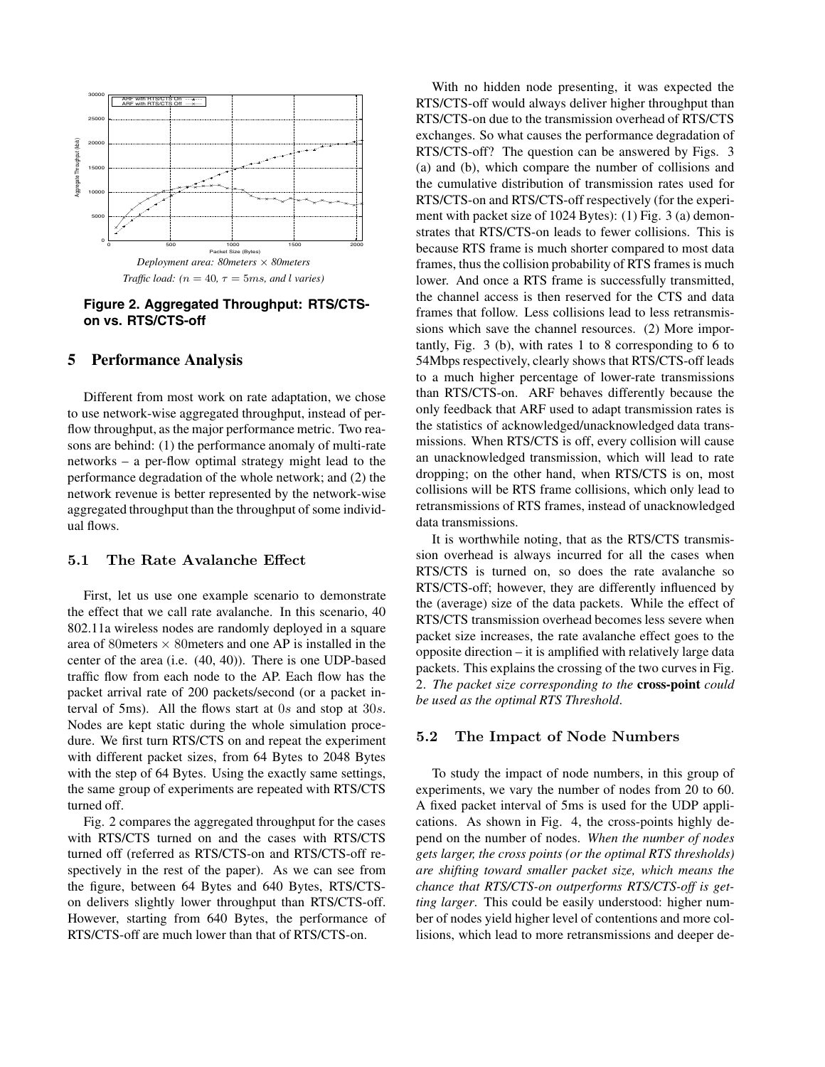Deployment area: 80meters × 80meters

Traffic load: ($n = 40$, $\tau = 5ms$, and $l$ varies)

**Figure 2. Aggregated Throughput: RTS/CTS-on vs. RTS/CTS-off**

## 5 Performance Analysis

Different from most work on rate adaptation, we chose to use network-wise aggregated throughput, instead of per-flow throughput, as the major performance metric. Two reasons are behind: (1) the performance anomaly of multi-rate networks – a per-flow optimal strategy might lead to the performance degradation of the whole network; and (2) the network revenue is better represented by the network-wise aggregated throughput than the throughput of some individual flows.

### 5.1 The Rate Avalanche Effect

First, let us use one example scenario to demonstrate the effect that we call rate avalanche. In this scenario, 40 802.11a wireless nodes are randomly deployed in a square area of 80meters × 80meters and one AP is installed in the center of the area (i.e. (40, 40)). There is one UDP-based traffic flow from each node to the AP. Each flow has the packet arrival rate of 200 packets/second (or a packet interval of 5ms). All the flows start at $0s$ and stop at $30s$. Nodes are kept static during the whole simulation procedure. We first turn RTS/CTS on and repeat the experiment with different packet sizes, from 64 Bytes to 2048 Bytes with the step of 64 Bytes. Using the exactly same settings, the same group of experiments are repeated with RTS/CTS turned off.

Fig. 2 compares the aggregated throughput for the cases with RTS/CTS turned on and the cases with RTS/CTS turned off (referred as RTS/CTS-on and RTS/CTS-off respectively in the rest of the paper). As we can see from the figure, between 64 Bytes and 640 Bytes, RTS/CTS-on delivers slightly lower throughput than RTS/CTS-off. However, starting from 640 Bytes, the performance of RTS/CTS-off are much lower than that of RTS/CTS-on.

With no hidden node presenting, it was expected the RTS/CTS-off would always deliver higher throughput than RTS/CTS-on due to the transmission overhead of RTS/CTS exchanges. So what causes the performance degradation of RTS/CTS-off? The question can be answered by Figs. 3 (a) and (b), which compare the number of collisions and the cumulative distribution of transmission rates used for RTS/CTS-on and RTS/CTS-off respectively (for the experiment with packet size of 1024 Bytes): (1) Fig. 3 (a) demonstrates that RTS/CTS-on leads to fewer collisions. This is because RTS frame is much shorter compared to most data frames, thus the collision probability of RTS frames is much lower. And once a RTS frame is successfully transmitted, the channel access is then reserved for the CTS and data frames that follow. Less collisions lead to less retransmissions which save the channel resources. (2) More importantly, Fig. 3 (b), with rates 1 to 8 corresponding to 6 to 54Mbps respectively, clearly shows that RTS/CTS-off leads to a much higher percentage of lower-rate transmissions than RTS/CTS-on. ARF behaves differently because the only feedback that ARF used to adapt transmission rates is the statistics of acknowledged/unacknowledged data transmissions. When RTS/CTS is off, every collision will cause an unacknowledged transmission, which will lead to rate dropping; on the other hand, when RTS/CTS is on, most collisions will be RTS frame collisions, which only lead to retransmissions of RTS frames, instead of unacknowledged data transmissions.

It is worthwhile noting, that as the RTS/CTS transmission overhead is always incurred for all the cases when RTS/CTS is turned on, so does the rate avalanche so RTS/CTS-off; however, they are differently influenced by the (average) size of the data packets. While the effect of RTS/CTS transmission overhead becomes less severe when packet size increases, the rate avalanche effect goes to the opposite direction – it is amplified with relatively large data packets. This explains the crossing of the two curves in Fig. 2. *The packet size corresponding to the* **cross-point** *could be used as the optimal RTS Threshold*.

### 5.2 The Impact of Node Numbers

To study the impact of node numbers, in this group of experiments, we vary the number of nodes from 20 to 60. A fixed packet interval of 5ms is used for the UDP applications. As shown in Fig. 4, the cross-points highly depend on the number of nodes. *When the number of nodes gets larger, the cross points (or the optimal RTS thresholds) are shifting toward smaller packet size, which means the chance that RTS/CTS-on outperforms RTS/CTS-off is getting larger*. This could be easily understood: higher number of nodes yield higher level of contentions and more collisions, which lead to more retransmissions and deeper de-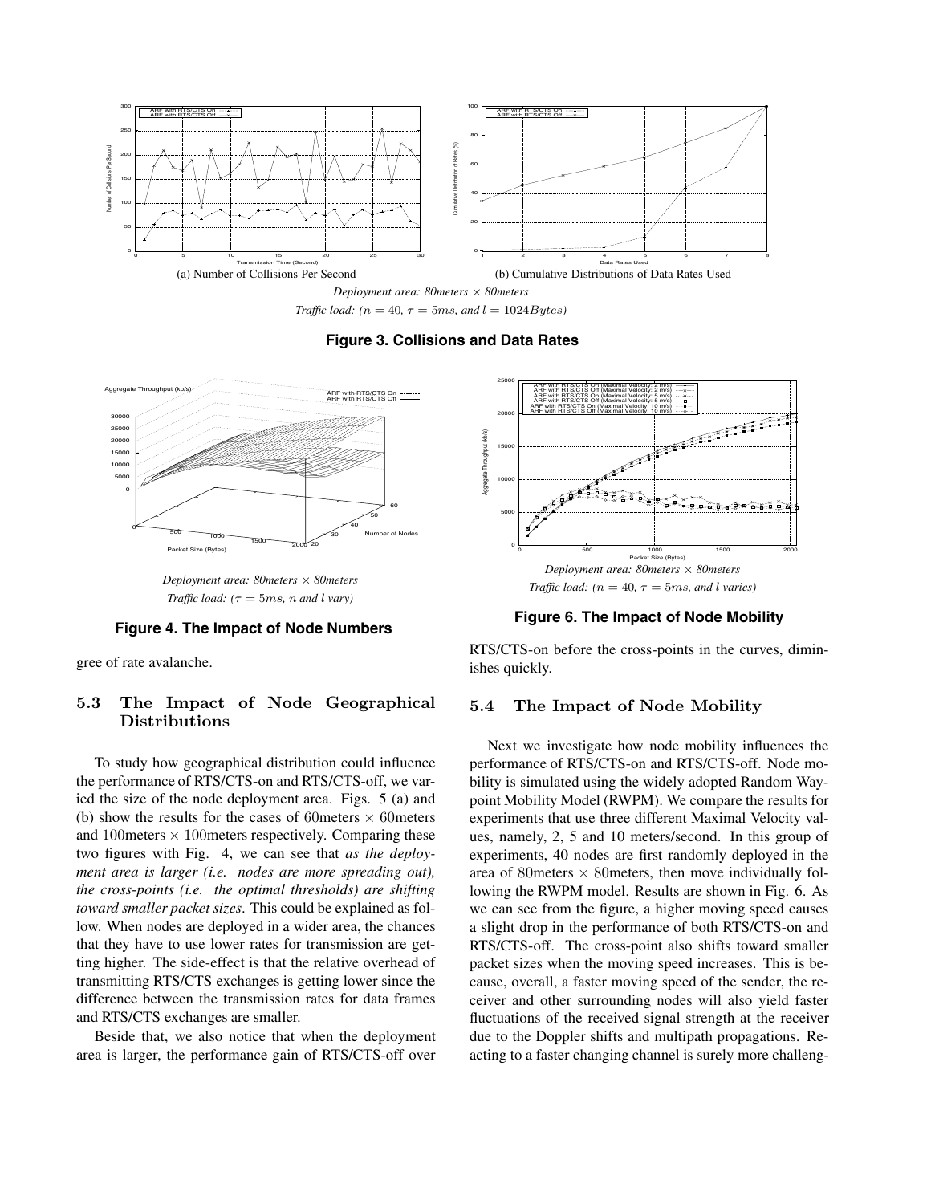(a) Number of Collisions Per Second

(b) Cumulative Distributions of Data Rates Used

*Deployment area: 80meters × 80meters*

*Traffic load: ($n = 40$, $\tau = 5ms$, and $l = 1024Bytes$)*

**Figure 3. Collisions and Data Rates**

*Deployment area: 80meters × 80meters*

*Traffic load: ($\tau = 5ms$, $n$ and $l$ vary)*

**Figure 4. The Impact of Node Numbers**

*Deployment area: 80meters × 80meters*

*Traffic load: ($n = 40$, $\tau = 5ms$, and $l$ varies)*

**Figure 6. The Impact of Node Mobility**

gree of rate avalanche.

### 5.3 The Impact of Node Geographical Distributions

To study how geographical distribution could influence the performance of RTS/CTS-on and RTS/CTS-off, we varied the size of the node deployment area. Figs. 5 (a) and (b) show the results for the cases of 60meters × 60meters and 100meters × 100meters respectively. Comparing these two figures with Fig. 4, we can see that *as the deployment area is larger (i.e. nodes are more spreading out), the cross-points (i.e. the optimal thresholds) are shifting toward smaller packet sizes*. This could be explained as follow. When nodes are deployed in a wider area, the chances that they have to use lower rates for transmission are getting higher. The side-effect is that the relative overhead of transmitting RTS/CTS exchanges is getting lower since the difference between the transmission rates for data frames and RTS/CTS exchanges are smaller.

Beside that, we also notice that when the deployment area is larger, the performance gain of RTS/CTS-off over RTS/CTS-on before the cross-points in the curves, diminishes quickly.

### 5.4 The Impact of Node Mobility

Next we investigate how node mobility influences the performance of RTS/CTS-on and RTS/CTS-off. Node mobility is simulated using the widely adopted Random Waypoint Mobility Model (RWPM). We compare the results for experiments that use three different Maximal Velocity values, namely, 2, 5 and 10 meters/second. In this group of experiments, 40 nodes are first randomly deployed in the area of 80meters × 80meters, then move individually following the RWPM model. Results are shown in Fig. 6. As we can see from the figure, a higher moving speed causes a slight drop in the performance of both RTS/CTS-on and RTS/CTS-off. The cross-point also shifts toward smaller packet sizes when the moving speed increases. This is because, overall, a faster moving speed of the sender, the receiver and other surrounding nodes will also yield faster fluctuations of the received signal strength at the receiver due to the Doppler shifts and multipath propagations. Reacting to a faster changing channel is surely more challeng-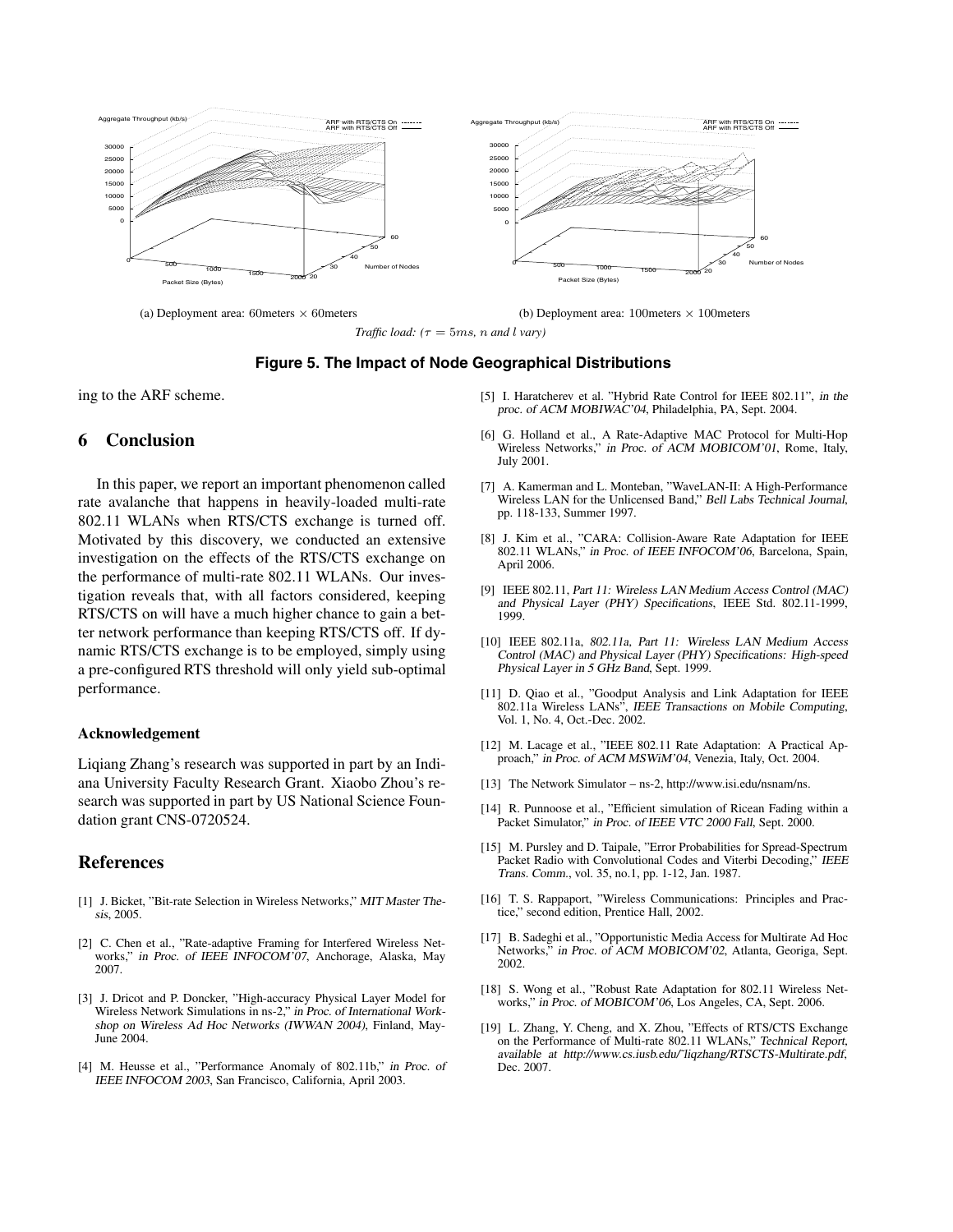Aggregate Throughput (kb/s)

ARF with RTS/CTS On
ARF with RTS/CTS Off

30000
25000
20000
15000
10000
5000
0

0
500
1000
1500
2000

Packet Size (Bytes)

20
30
40
50
60

Number of Nodes

(a) Deployment area: 60meters × 60meters

Aggregate Throughput (kb/s)

ARF with RTS/CTS On
ARF with RTS/CTS Off

30000
25000
20000
15000
10000
5000
0

0
500
1000
1500
2000

Packet Size (Bytes)

20
30
40
50
60

Number of Nodes

(b) Deployment area: 100meters × 100meters

*Traffic load: ($\tau = 5ms$, $n$ and $l$ vary)*

**Figure 5. The Impact of Node Geographical Distributions**

ing to the ARF scheme.

## 6 Conclusion

In this paper, we report an important phenomenon called rate avalanche that happens in heavily-loaded multi-rate 802.11 WLANs when RTS/CTS exchange is turned off. Motivated by this discovery, we conducted an extensive investigation on the effects of the RTS/CTS exchange on the performance of multi-rate 802.11 WLANs. Our investigation reveals that, with all factors considered, keeping RTS/CTS on will have a much higher chance to gain a better network performance than keeping RTS/CTS off. If dynamic RTS/CTS exchange is to be employed, simply using a pre-configured RTS threshold will only yield sub-optimal performance.

### Acknowledgement

Liqiang Zhang's research was supported in part by an Indiana University Faculty Research Grant. Xiaobo Zhou's research was supported in part by US National Science Foundation grant CNS-0720524.

## References

[1] J. Bicket, "Bit-rate Selection in Wireless Networks," *MIT Master Thesis*, 2005.

[2] C. Chen et al., "Rate-adaptive Framing for Interfered Wireless Networks," *in Proc. of IEEE INFOCOM'07*, Anchorage, Alaska, May 2007.

[3] J. Dricot and P. Doncker, "High-accuracy Physical Layer Model for Wireless Network Simulations in ns-2," *in Proc. of International Workshop on Wireless Ad Hoc Networks (IWWAN 2004)*, Finland, May-June 2004.

[4] M. Heusse et al., "Performance Anomaly of 802.11b," *in Proc. of IEEE INFOCOM 2003*, San Francisco, California, April 2003.

[5] I. Haratcherev et al. "Hybrid Rate Control for IEEE 802.11", *in the proc. of ACM MOBIWAC'04*, Philadelphia, PA, Sept. 2004.

[6] G. Holland et al., A Rate-Adaptive MAC Protocol for Multi-Hop Wireless Networks," *in Proc. of ACM MOBICOM'01*, Rome, Italy, July 2001.

[7] A. Kamerman and L. Monteban, "WaveLAN-II: A High-Performance Wireless LAN for the Unlicensed Band," *Bell Labs Technical Journal*, pp. 118-133, Summer 1997.

[8] J. Kim et al., "CARA: Collision-Aware Rate Adaptation for IEEE 802.11 WLANs," *in Proc. of IEEE INFOCOM'06*, Barcelona, Spain, April 2006.

[9] IEEE 802.11, *Part 11: Wireless LAN Medium Access Control (MAC) and Physical Layer (PHY) Specifications*, IEEE Std. 802.11-1999, 1999.

[10] IEEE 802.11a, *802.11a, Part 11: Wireless LAN Medium Access Control (MAC) and Physical Layer (PHY) Specifications: High-speed Physical Layer in 5 GHz Band*, Sept. 1999.

[11] D. Qiao et al., "Goodput Analysis and Link Adaptation for IEEE 802.11a Wireless LANs", *IEEE Transactions on Mobile Computing*, Vol. 1, No. 4, Oct.-Dec. 2002.

[12] M. Lacage et al., "IEEE 802.11 Rate Adaptation: A Practical Approach," *in Proc. of ACM MSWiM'04*, Venezia, Italy, Oct. 2004.

[13] The Network Simulator – ns-2, http://www.isi.edu/nsnam/ns.

[14] R. Punnoose et al., "Efficient simulation of Ricean Fading within a Packet Simulator," *in Proc. of IEEE VTC 2000 Fall*, Sept. 2000.

[15] M. Pursley and D. Taipale, "Error Probabilities for Spread-Spectrum Packet Radio with Convolutional Codes and Viterbi Decoding," *IEEE Trans. Comm.*, vol. 35, no.1, pp. 1-12, Jan. 1987.

[16] T. S. Rappaport, "Wireless Communications: Principles and Practice," second edition, Prentice Hall, 2002.

[17] B. Sadeghi et al., "Opportunistic Media Access for Multirate Ad Hoc Networks," *in Proc. of ACM MOBICOM'02*, Atlanta, Georiga, Sept. 2002.

[18] S. Wong et al., "Robust Rate Adaptation for 802.11 Wireless Networks," *in Proc. of MOBICOM'06*, Los Angeles, CA, Sept. 2006.

[19] L. Zhang, Y. Cheng, and X. Zhou, "Effects of RTS/CTS Exchange on the Performance of Multi-rate 802.11 WLANs," *Technical Report, available at http://www.cs.iusb.edu/~liqzhang/RTSCTS-Multirate.pdf*, Dec. 2007.